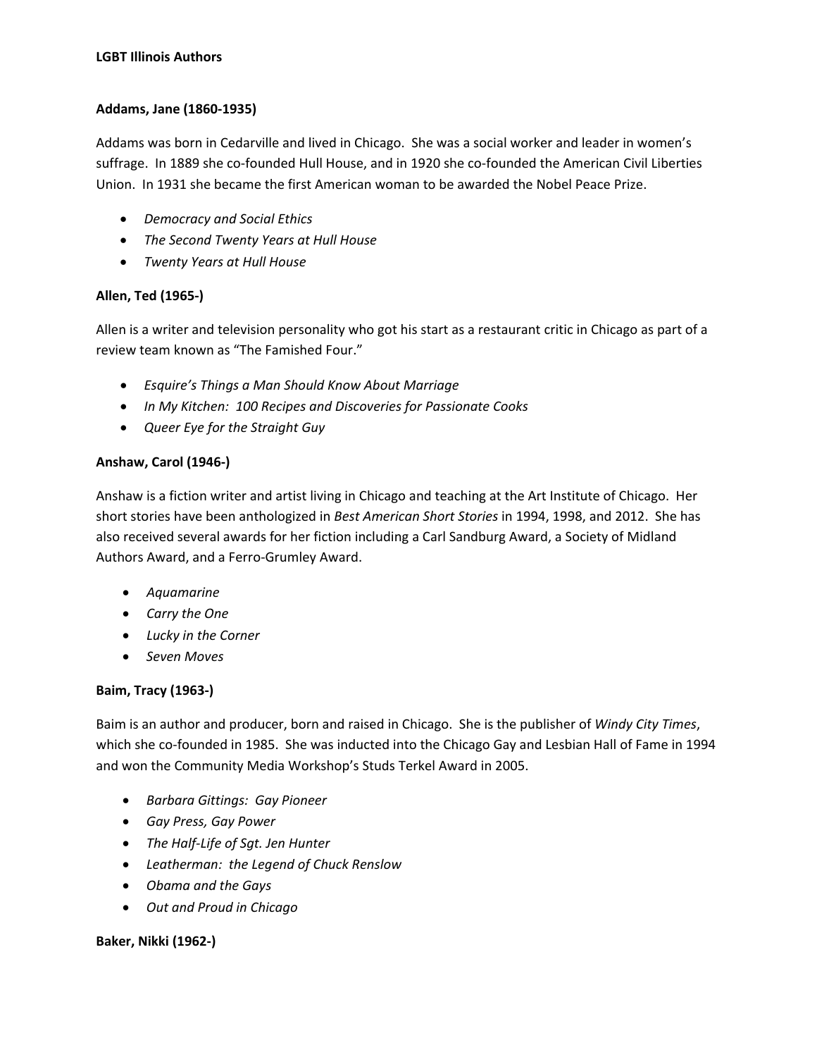# LGBT Illinois Authors

### Addams, Jane (1860-1935)

Addams was born in Cedarville and lived in Chicago. She was a social worker and leader in women's suffrage. In 1889 she co-founded Hull House, and in 1920 she co-founded the American Civil Liberties Union. In 1931 she became the first American woman to be awarded the Nobel Peace Prize.

- *Democracy and Social Ethics*
- *The Second Twenty Years at Hull House*
- *Twenty Years at Hull House*

### Allen, Ted (1965-)

Allen is a writer and television personality who got his start as a restaurant critic in Chicago as part of a review team known as "The Famished Four."

- *Esquire's Things a Man Should Know About Marriage*
- *In My Kitchen: 100 Recipes and Discoveries for Passionate Cooks*
- *Queer Eye for the Straight Guy*

### Anshaw, Carol (1946-)

Anshaw is a fiction writer and artist living in Chicago and teaching at the Art Institute of Chicago. Her short stories have been anthologized in *Best American Short Stories* in 1994, 1998, and 2012. She has also received several awards for her fiction including a Carl Sandburg Award, a Society of Midland Authors Award, and a Ferro-Grumley Award.

- *Aquamarine*
- *Carry the One*
- *Lucky in the Corner*
- *Seven Moves*

### Baim, Tracy (1963-)

Baim is an author and producer, born and raised in Chicago. She is the publisher of *Windy City Times*, which she co-founded in 1985. She was inducted into the Chicago Gay and Lesbian Hall of Fame in 1994 and won the Community Media Workshop's Studs Terkel Award in 2005.

- *Barbara Gittings: Gay Pioneer*
- *Gay Press, Gay Power*
- *The Half-Life of Sgt. Jen Hunter*
- *Leatherman: the Legend of Chuck Renslow*
- *Obama and the Gays*
- *Out and Proud in Chicago*

### Baker, Nikki (1962-)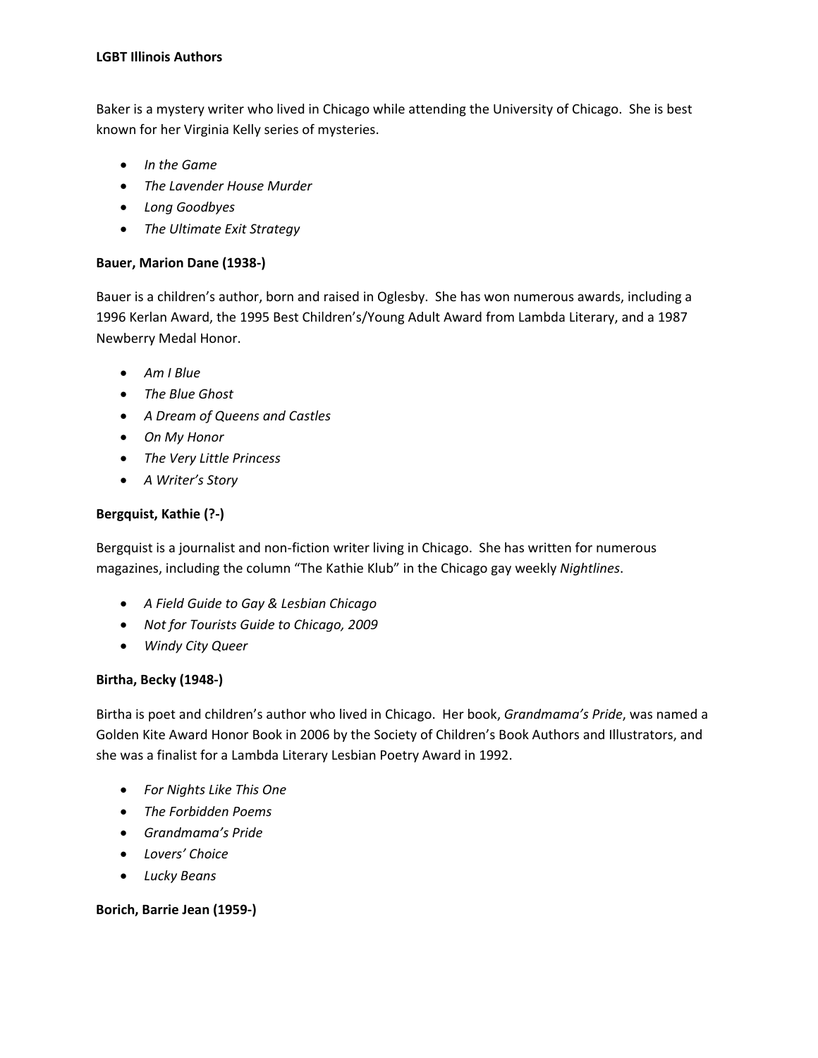**LGBT Illinois Authors**

Baker is a mystery writer who lived in Chicago while attending the University of Chicago. She is best known for her Virginia Kelly series of mysteries.

- *In the Game*
- *The Lavender House Murder*
- *Long Goodbyes*
- *The Ultimate Exit Strategy*

**Bauer, Marion Dane (1938-)**

Bauer is a children's author, born and raised in Oglesby. She has won numerous awards, including a 1996 Kerlan Award, the 1995 Best Children's/Young Adult Award from Lambda Literary, and a 1987 Newberry Medal Honor.

- *Am I Blue*
- *The Blue Ghost*
- *A Dream of Queens and Castles*
- *On My Honor*
- *The Very Little Princess*
- *A Writer's Story*

**Bergquist, Kathie (?-)**

Bergquist is a journalist and non-fiction writer living in Chicago. She has written for numerous magazines, including the column "The Kathie Klub" in the Chicago gay weekly *Nightlines*.

- *A Field Guide to Gay & Lesbian Chicago*
- *Not for Tourists Guide to Chicago, 2009*
- *Windy City Queer*

**Birtha, Becky (1948-)**

Birtha is poet and children's author who lived in Chicago. Her book, *Grandmama's Pride*, was named a Golden Kite Award Honor Book in 2006 by the Society of Children's Book Authors and Illustrators, and she was a finalist for a Lambda Literary Lesbian Poetry Award in 1992.

- *For Nights Like This One*
- *The Forbidden Poems*
- *Grandmama's Pride*
- *Lovers' Choice*
- *Lucky Beans*

**Borich, Barrie Jean (1959-)**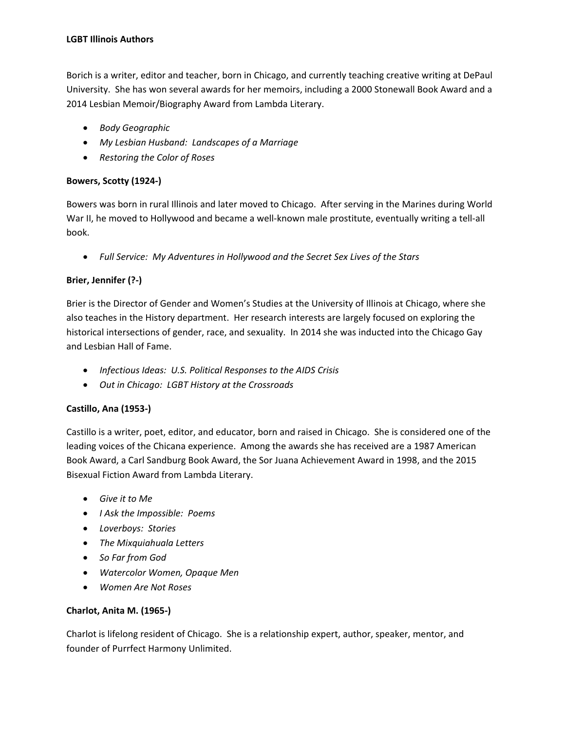Borich is a writer, editor and teacher, born in Chicago, and currently teaching creative writing at DePaul University. She has won several awards for her memoirs, including a 2000 Stonewall Book Award and a 2014 Lesbian Memoir/Biography Award from Lambda Literary.

- *Body Geographic*
- *My Lesbian Husband: Landscapes of a Marriage*
- *Restoring the Color of Roses*

**Bowers, Scotty (1924-)**

Bowers was born in rural Illinois and later moved to Chicago. After serving in the Marines during World War II, he moved to Hollywood and became a well-known male prostitute, eventually writing a tell-all book.

- *Full Service: My Adventures in Hollywood and the Secret Sex Lives of the Stars*

**Brier, Jennifer (?-)**

Brier is the Director of Gender and Women's Studies at the University of Illinois at Chicago, where she also teaches in the History department. Her research interests are largely focused on exploring the historical intersections of gender, race, and sexuality. In 2014 she was inducted into the Chicago Gay and Lesbian Hall of Fame.

- *Infectious Ideas: U.S. Political Responses to the AIDS Crisis*
- *Out in Chicago: LGBT History at the Crossroads*

**Castillo, Ana (1953-)**

Castillo is a writer, poet, editor, and educator, born and raised in Chicago. She is considered one of the leading voices of the Chicana experience. Among the awards she has received are a 1987 American Book Award, a Carl Sandburg Book Award, the Sor Juana Achievement Award in 1998, and the 2015 Bisexual Fiction Award from Lambda Literary.

- *Give it to Me*
- *I Ask the Impossible: Poems*
- *Loverboys: Stories*
- *The Mixquiahuala Letters*
- *So Far from God*
- *Watercolor Women, Opaque Men*
- *Women Are Not Roses*

**Charlot, Anita M. (1965-)**

Charlot is lifelong resident of Chicago. She is a relationship expert, author, speaker, mentor, and founder of Purrfect Harmony Unlimited.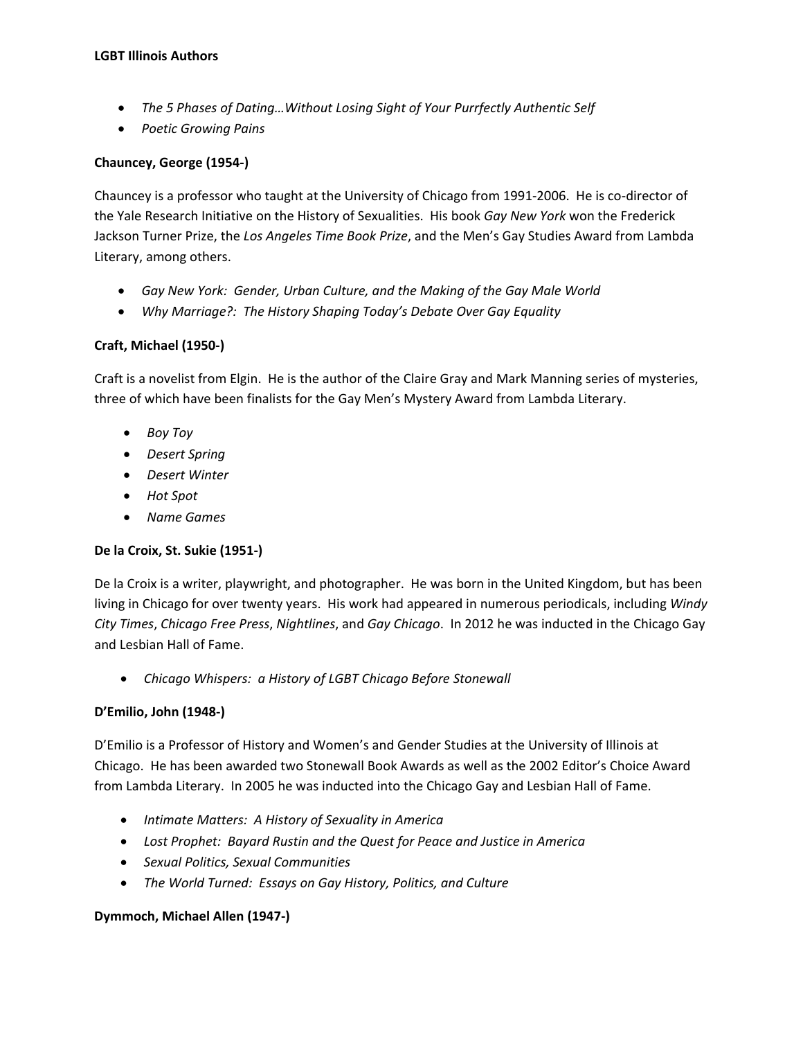- *The 5 Phases of Dating…Without Losing Sight of Your Purrfectly Authentic Self*
- *Poetic Growing Pains*

**Chauncey, George (1954-)**

Chauncey is a professor who taught at the University of Chicago from 1991-2006. He is co-director of the Yale Research Initiative on the History of Sexualities. His book *Gay New York* won the Frederick Jackson Turner Prize, the *Los Angeles Time Book Prize*, and the Men's Gay Studies Award from Lambda Literary, among others.

- *Gay New York: Gender, Urban Culture, and the Making of the Gay Male World*
- *Why Marriage?: The History Shaping Today's Debate Over Gay Equality*

**Craft, Michael (1950-)**

Craft is a novelist from Elgin. He is the author of the Claire Gray and Mark Manning series of mysteries, three of which have been finalists for the Gay Men's Mystery Award from Lambda Literary.

- *Boy Toy*
- *Desert Spring*
- *Desert Winter*
- *Hot Spot*
- *Name Games*

**De la Croix, St. Sukie (1951-)**

De la Croix is a writer, playwright, and photographer. He was born in the United Kingdom, but has been living in Chicago for over twenty years. His work had appeared in numerous periodicals, including *Windy City Times*, *Chicago Free Press*, *Nightlines*, and *Gay Chicago*. In 2012 he was inducted in the Chicago Gay and Lesbian Hall of Fame.

- *Chicago Whispers: a History of LGBT Chicago Before Stonewall*

**D'Emilio, John (1948-)**

D'Emilio is a Professor of History and Women's and Gender Studies at the University of Illinois at Chicago. He has been awarded two Stonewall Book Awards as well as the 2002 Editor's Choice Award from Lambda Literary. In 2005 he was inducted into the Chicago Gay and Lesbian Hall of Fame.

- *Intimate Matters: A History of Sexuality in America*
- *Lost Prophet: Bayard Rustin and the Quest for Peace and Justice in America*
- *Sexual Politics, Sexual Communities*
- *The World Turned: Essays on Gay History, Politics, and Culture*

**Dymmoch, Michael Allen (1947-)**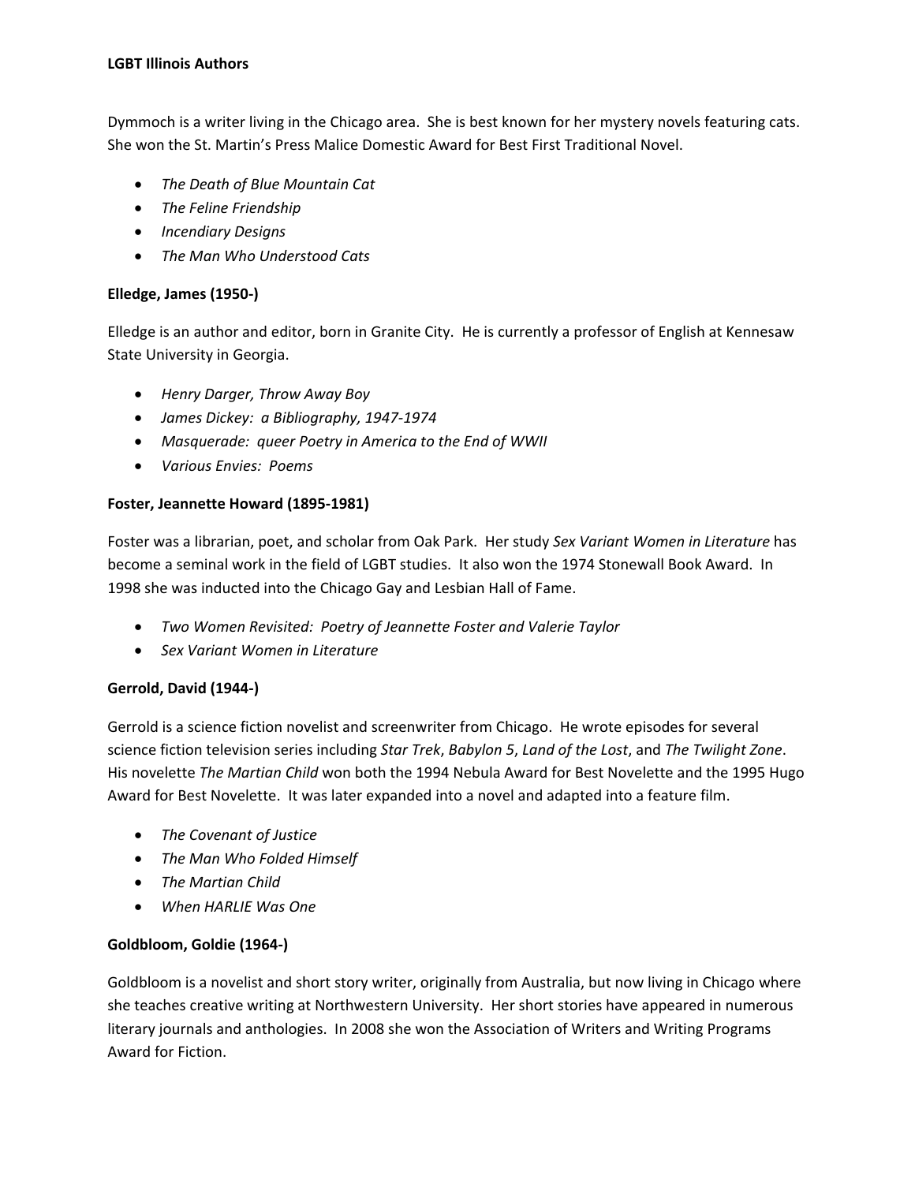Dymmoch is a writer living in the Chicago area. She is best known for her mystery novels featuring cats. She won the St. Martin's Press Malice Domestic Award for Best First Traditional Novel.

- *The Death of Blue Mountain Cat*
- *The Feline Friendship*
- *Incendiary Designs*
- *The Man Who Understood Cats*

**Elledge, James (1950-)**

Elledge is an author and editor, born in Granite City. He is currently a professor of English at Kennesaw State University in Georgia.

- *Henry Darger, Throw Away Boy*
- *James Dickey: a Bibliography, 1947-1974*
- *Masquerade: queer Poetry in America to the End of WWII*
- *Various Envies: Poems*

**Foster, Jeannette Howard (1895-1981)**

Foster was a librarian, poet, and scholar from Oak Park. Her study *Sex Variant Women in Literature* has become a seminal work in the field of LGBT studies. It also won the 1974 Stonewall Book Award. In 1998 she was inducted into the Chicago Gay and Lesbian Hall of Fame.

- *Two Women Revisited: Poetry of Jeannette Foster and Valerie Taylor*
- *Sex Variant Women in Literature*

**Gerrold, David (1944-)**

Gerrold is a science fiction novelist and screenwriter from Chicago. He wrote episodes for several science fiction television series including *Star Trek*, *Babylon 5*, *Land of the Lost*, and *The Twilight Zone*. His novelette *The Martian Child* won both the 1994 Nebula Award for Best Novelette and the 1995 Hugo Award for Best Novelette. It was later expanded into a novel and adapted into a feature film.

- *The Covenant of Justice*
- *The Man Who Folded Himself*
- *The Martian Child*
- *When HARLIE Was One*

**Goldbloom, Goldie (1964-)**

Goldbloom is a novelist and short story writer, originally from Australia, but now living in Chicago where she teaches creative writing at Northwestern University. Her short stories have appeared in numerous literary journals and anthologies. In 2008 she won the Association of Writers and Writing Programs Award for Fiction.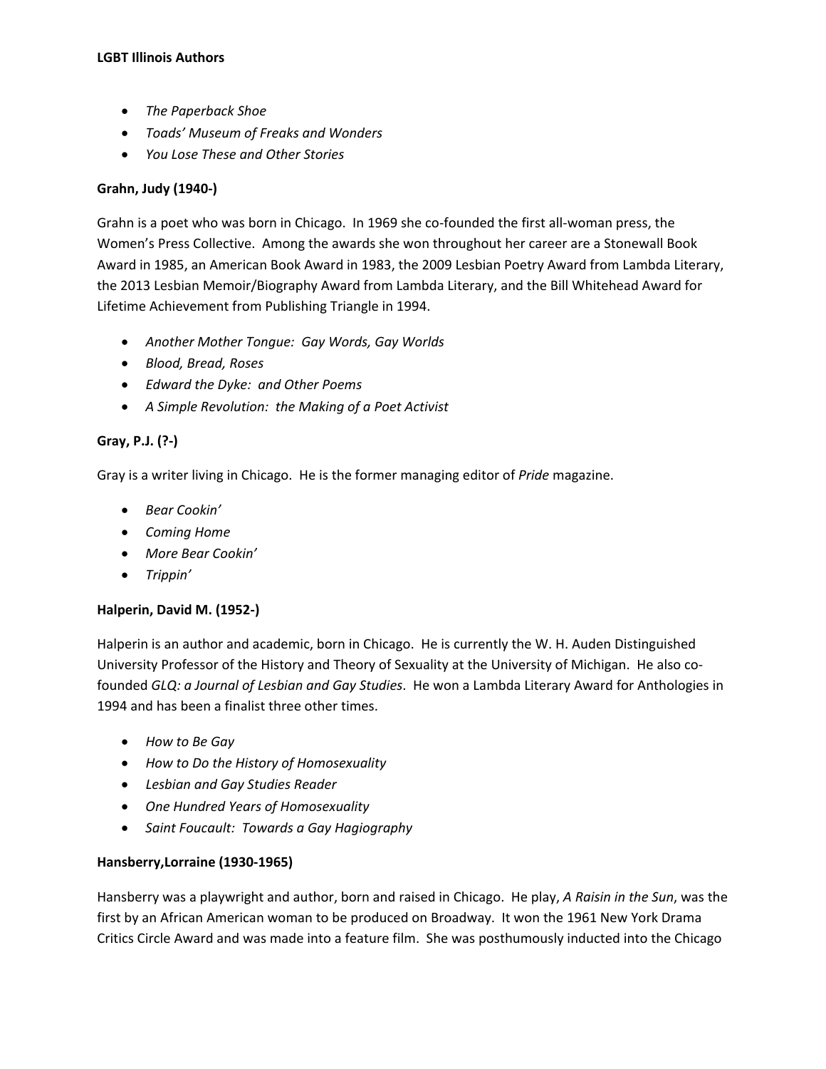- *The Paperback Shoe*
- *Toads' Museum of Freaks and Wonders*
- *You Lose These and Other Stories*

**Grahn, Judy (1940-)**

Grahn is a poet who was born in Chicago. In 1969 she co-founded the first all-woman press, the Women's Press Collective. Among the awards she won throughout her career are a Stonewall Book Award in 1985, an American Book Award in 1983, the 2009 Lesbian Poetry Award from Lambda Literary, the 2013 Lesbian Memoir/Biography Award from Lambda Literary, and the Bill Whitehead Award for Lifetime Achievement from Publishing Triangle in 1994.

- *Another Mother Tongue: Gay Words, Gay Worlds*
- *Blood, Bread, Roses*
- *Edward the Dyke: and Other Poems*
- *A Simple Revolution: the Making of a Poet Activist*

**Gray, P.J. (?-)**

Gray is a writer living in Chicago. He is the former managing editor of *Pride* magazine.

- *Bear Cookin'*
- *Coming Home*
- *More Bear Cookin'*
- *Trippin'*

**Halperin, David M. (1952-)**

Halperin is an author and academic, born in Chicago. He is currently the W. H. Auden Distinguished University Professor of the History and Theory of Sexuality at the University of Michigan. He also co-founded *GLQ: a Journal of Lesbian and Gay Studies*. He won a Lambda Literary Award for Anthologies in 1994 and has been a finalist three other times.

- *How to Be Gay*
- *How to Do the History of Homosexuality*
- *Lesbian and Gay Studies Reader*
- *One Hundred Years of Homosexuality*
- *Saint Foucault: Towards a Gay Hagiography*

**Hansberry,Lorraine (1930-1965)**

Hansberry was a playwright and author, born and raised in Chicago. He play, *A Raisin in the Sun*, was the first by an African American woman to be produced on Broadway. It won the 1961 New York Drama Critics Circle Award and was made into a feature film. She was posthumously inducted into the Chicago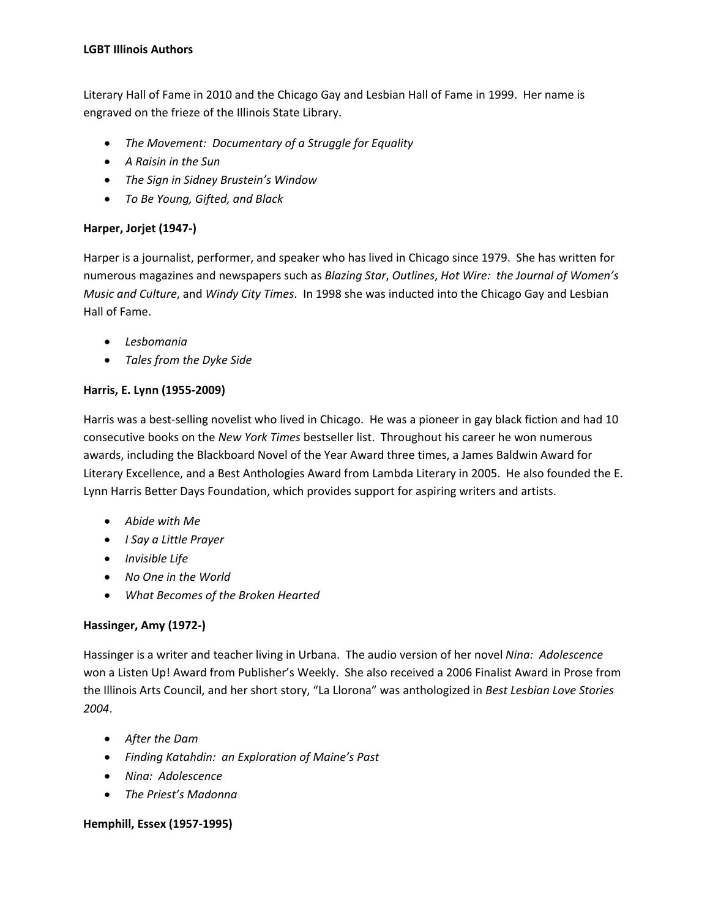Literary Hall of Fame in 2010 and the Chicago Gay and Lesbian Hall of Fame in 1999. Her name is engraved on the frieze of the Illinois State Library.

- *The Movement: Documentary of a Struggle for Equality*
- *A Raisin in the Sun*
- *The Sign in Sidney Brustein's Window*
- *To Be Young, Gifted, and Black*

**Harper, Jorjet (1947-)**

Harper is a journalist, performer, and speaker who has lived in Chicago since 1979. She has written for numerous magazines and newspapers such as *Blazing Star*, *Outlines*, *Hot Wire: the Journal of Women's Music and Culture*, and *Windy City Times*. In 1998 she was inducted into the Chicago Gay and Lesbian Hall of Fame.

- *Lesbomania*
- *Tales from the Dyke Side*

**Harris, E. Lynn (1955-2009)**

Harris was a best-selling novelist who lived in Chicago. He was a pioneer in gay black fiction and had 10 consecutive books on the *New York Times* bestseller list. Throughout his career he won numerous awards, including the Blackboard Novel of the Year Award three times, a James Baldwin Award for Literary Excellence, and a Best Anthologies Award from Lambda Literary in 2005. He also founded the E. Lynn Harris Better Days Foundation, which provides support for aspiring writers and artists.

- *Abide with Me*
- *I Say a Little Prayer*
- *Invisible Life*
- *No One in the World*
- *What Becomes of the Broken Hearted*

**Hassinger, Amy (1972-)**

Hassinger is a writer and teacher living in Urbana. The audio version of her novel *Nina: Adolescence* won a Listen Up! Award from Publisher's Weekly. She also received a 2006 Finalist Award in Prose from the Illinois Arts Council, and her short story, "La Llorona" was anthologized in *Best Lesbian Love Stories 2004*.

- *After the Dam*
- *Finding Katahdin: an Exploration of Maine's Past*
- *Nina: Adolescence*
- *The Priest's Madonna*

**Hemphill, Essex (1957-1995)**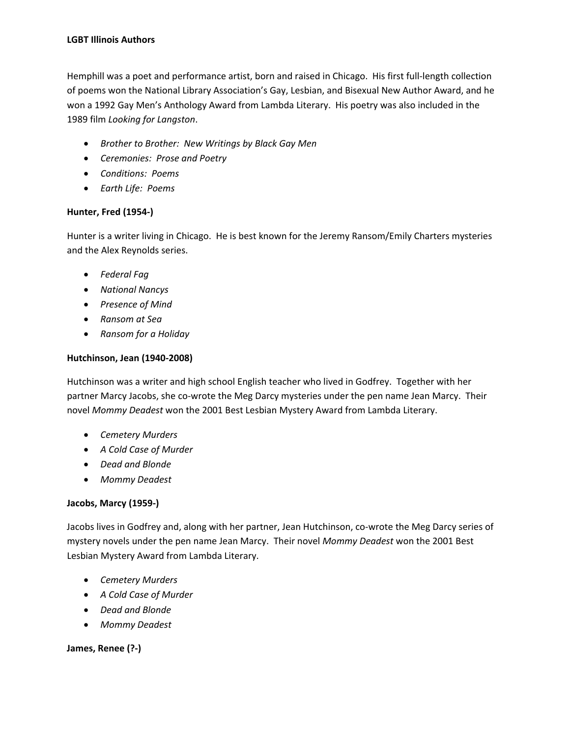Hemphill was a poet and performance artist, born and raised in Chicago. His first full-length collection of poems won the National Library Association's Gay, Lesbian, and Bisexual New Author Award, and he won a 1992 Gay Men's Anthology Award from Lambda Literary. His poetry was also included in the 1989 film *Looking for Langston*.

- *Brother to Brother: New Writings by Black Gay Men*
- *Ceremonies: Prose and Poetry*
- *Conditions: Poems*
- *Earth Life: Poems*

**Hunter, Fred (1954-)**

Hunter is a writer living in Chicago. He is best known for the Jeremy Ransom/Emily Charters mysteries and the Alex Reynolds series.

- *Federal Fag*
- *National Nancys*
- *Presence of Mind*
- *Ransom at Sea*
- *Ransom for a Holiday*

**Hutchinson, Jean (1940-2008)**

Hutchinson was a writer and high school English teacher who lived in Godfrey. Together with her partner Marcy Jacobs, she co-wrote the Meg Darcy mysteries under the pen name Jean Marcy. Their novel *Mommy Deadest* won the 2001 Best Lesbian Mystery Award from Lambda Literary.

- *Cemetery Murders*
- *A Cold Case of Murder*
- *Dead and Blonde*
- *Mommy Deadest*

**Jacobs, Marcy (1959-)**

Jacobs lives in Godfrey and, along with her partner, Jean Hutchinson, co-wrote the Meg Darcy series of mystery novels under the pen name Jean Marcy. Their novel *Mommy Deadest* won the 2001 Best Lesbian Mystery Award from Lambda Literary.

- *Cemetery Murders*
- *A Cold Case of Murder*
- *Dead and Blonde*
- *Mommy Deadest*

**James, Renee (?-)**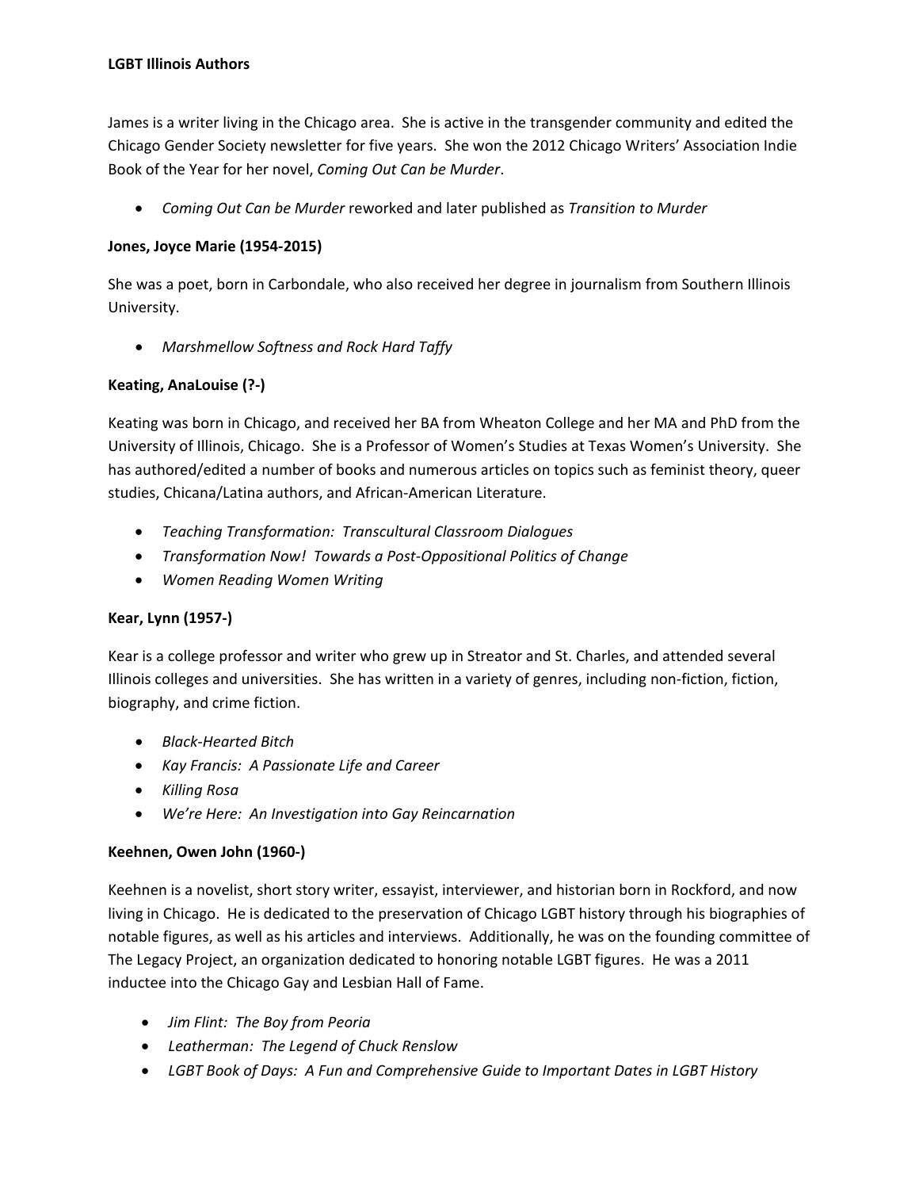James is a writer living in the Chicago area. She is active in the transgender community and edited the Chicago Gender Society newsletter for five years. She won the 2012 Chicago Writers' Association Indie Book of the Year for her novel, *Coming Out Can be Murder*.

- *Coming Out Can be Murder* reworked and later published as *Transition to Murder*

**Jones, Joyce Marie (1954-2015)**

She was a poet, born in Carbondale, who also received her degree in journalism from Southern Illinois University.

- *Marshmellow Softness and Rock Hard Taffy*

**Keating, AnaLouise (?-)**

Keating was born in Chicago, and received her BA from Wheaton College and her MA and PhD from the University of Illinois, Chicago. She is a Professor of Women's Studies at Texas Women's University. She has authored/edited a number of books and numerous articles on topics such as feminist theory, queer studies, Chicana/Latina authors, and African-American Literature.

- *Teaching Transformation: Transcultural Classroom Dialogues*
- *Transformation Now! Towards a Post-Oppositional Politics of Change*
- *Women Reading Women Writing*

**Kear, Lynn (1957-)**

Kear is a college professor and writer who grew up in Streator and St. Charles, and attended several Illinois colleges and universities. She has written in a variety of genres, including non-fiction, fiction, biography, and crime fiction.

- *Black-Hearted Bitch*
- *Kay Francis: A Passionate Life and Career*
- *Killing Rosa*
- *We're Here: An Investigation into Gay Reincarnation*

**Keehnen, Owen John (1960-)**

Keehnen is a novelist, short story writer, essayist, interviewer, and historian born in Rockford, and now living in Chicago. He is dedicated to the preservation of Chicago LGBT history through his biographies of notable figures, as well as his articles and interviews. Additionally, he was on the founding committee of The Legacy Project, an organization dedicated to honoring notable LGBT figures. He was a 2011 inductee into the Chicago Gay and Lesbian Hall of Fame.

- *Jim Flint: The Boy from Peoria*
- *Leatherman: The Legend of Chuck Renslow*
- *LGBT Book of Days: A Fun and Comprehensive Guide to Important Dates in LGBT History*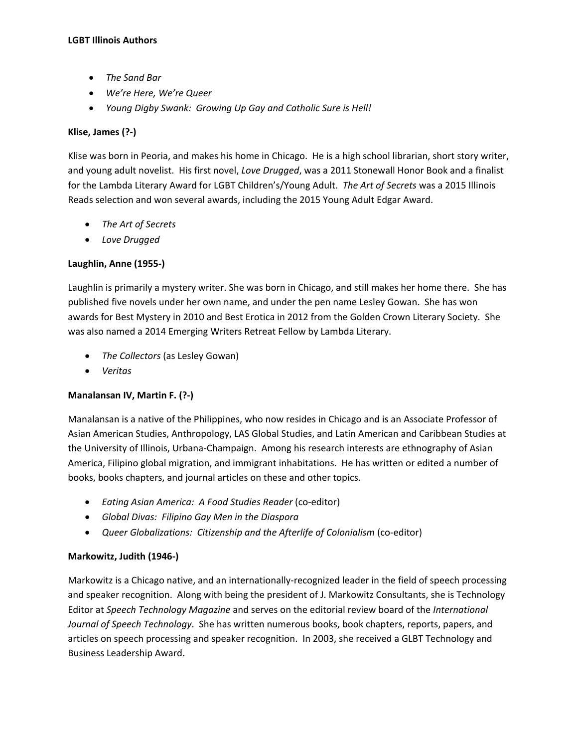- *The Sand Bar*
- *We're Here, We're Queer*
- *Young Digby Swank: Growing Up Gay and Catholic Sure is Hell!*

**Klise, James (?-)**

Klise was born in Peoria, and makes his home in Chicago. He is a high school librarian, short story writer, and young adult novelist. His first novel, *Love Drugged*, was a 2011 Stonewall Honor Book and a finalist for the Lambda Literary Award for LGBT Children's/Young Adult. *The Art of Secrets* was a 2015 Illinois Reads selection and won several awards, including the 2015 Young Adult Edgar Award.

- *The Art of Secrets*
- *Love Drugged*

**Laughlin, Anne (1955-)**

Laughlin is primarily a mystery writer. She was born in Chicago, and still makes her home there. She has published five novels under her own name, and under the pen name Lesley Gowan. She has won awards for Best Mystery in 2010 and Best Erotica in 2012 from the Golden Crown Literary Society. She was also named a 2014 Emerging Writers Retreat Fellow by Lambda Literary.

- *The Collectors* (as Lesley Gowan)
- *Veritas*

**Manalansan IV, Martin F. (?-)**

Manalansan is a native of the Philippines, who now resides in Chicago and is an Associate Professor of Asian American Studies, Anthropology, LAS Global Studies, and Latin American and Caribbean Studies at the University of Illinois, Urbana-Champaign. Among his research interests are ethnography of Asian America, Filipino global migration, and immigrant inhabitations. He has written or edited a number of books, books chapters, and journal articles on these and other topics.

- *Eating Asian America: A Food Studies Reader* (co-editor)
- *Global Divas: Filipino Gay Men in the Diaspora*
- *Queer Globalizations: Citizenship and the Afterlife of Colonialism* (co-editor)

**Markowitz, Judith (1946-)**

Markowitz is a Chicago native, and an internationally-recognized leader in the field of speech processing and speaker recognition. Along with being the president of J. Markowitz Consultants, she is Technology Editor at *Speech Technology Magazine* and serves on the editorial review board of the *International Journal of Speech Technology*. She has written numerous books, book chapters, reports, papers, and articles on speech processing and speaker recognition. In 2003, she received a GLBT Technology and Business Leadership Award.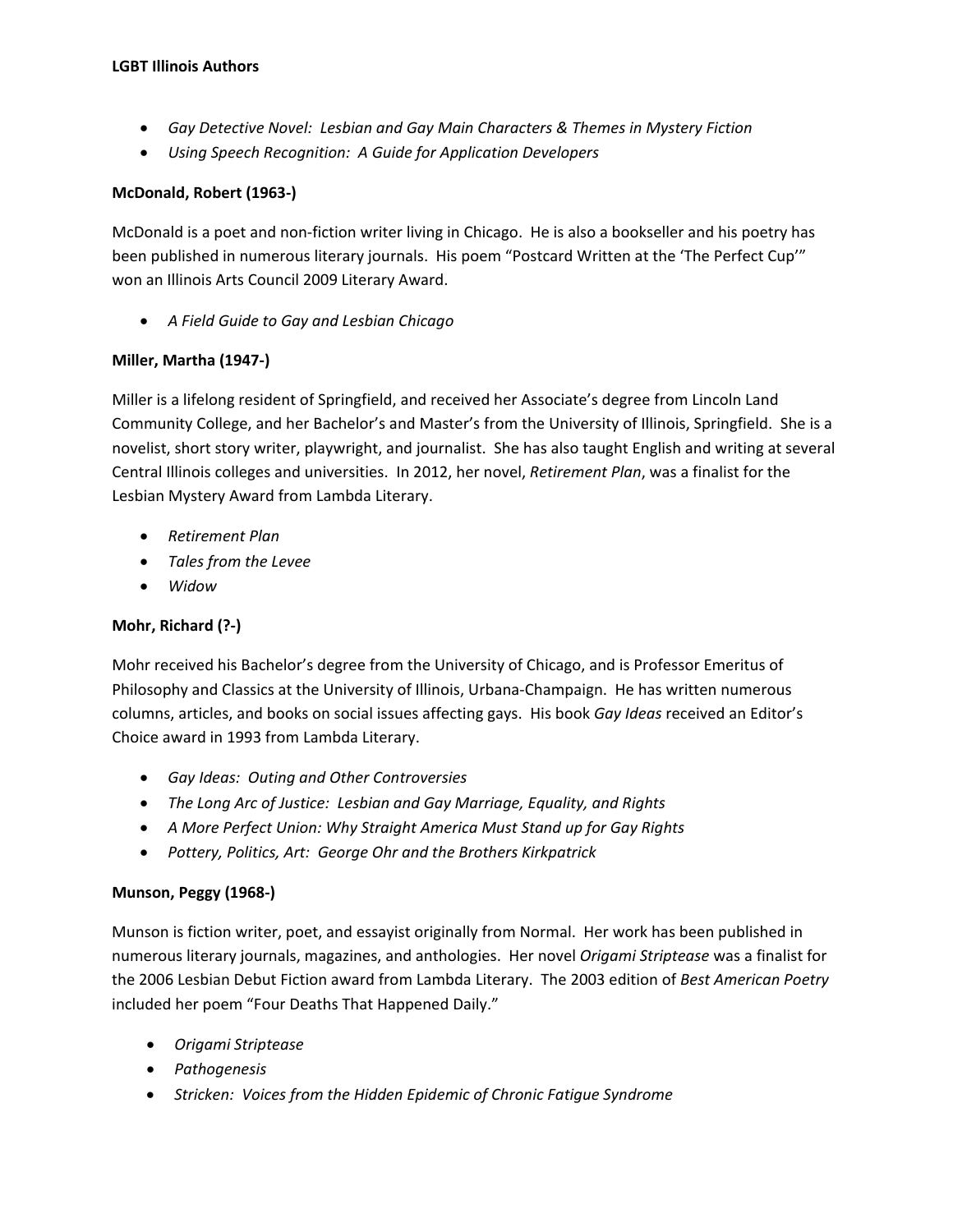- *Gay Detective Novel: Lesbian and Gay Main Characters & Themes in Mystery Fiction*
- *Using Speech Recognition: A Guide for Application Developers*

**McDonald, Robert (1963-)**

McDonald is a poet and non-fiction writer living in Chicago. He is also a bookseller and his poetry has been published in numerous literary journals. His poem "Postcard Written at the 'The Perfect Cup'" won an Illinois Arts Council 2009 Literary Award.

- *A Field Guide to Gay and Lesbian Chicago*

**Miller, Martha (1947-)**

Miller is a lifelong resident of Springfield, and received her Associate's degree from Lincoln Land Community College, and her Bachelor's and Master's from the University of Illinois, Springfield. She is a novelist, short story writer, playwright, and journalist. She has also taught English and writing at several Central Illinois colleges and universities. In 2012, her novel, *Retirement Plan*, was a finalist for the Lesbian Mystery Award from Lambda Literary.

- *Retirement Plan*
- *Tales from the Levee*
- *Widow*

**Mohr, Richard (?-)**

Mohr received his Bachelor's degree from the University of Chicago, and is Professor Emeritus of Philosophy and Classics at the University of Illinois, Urbana-Champaign. He has written numerous columns, articles, and books on social issues affecting gays. His book *Gay Ideas* received an Editor's Choice award in 1993 from Lambda Literary.

- *Gay Ideas: Outing and Other Controversies*
- *The Long Arc of Justice: Lesbian and Gay Marriage, Equality, and Rights*
- *A More Perfect Union: Why Straight America Must Stand up for Gay Rights*
- *Pottery, Politics, Art: George Ohr and the Brothers Kirkpatrick*

**Munson, Peggy (1968-)**

Munson is fiction writer, poet, and essayist originally from Normal. Her work has been published in numerous literary journals, magazines, and anthologies. Her novel *Origami Striptease* was a finalist for the 2006 Lesbian Debut Fiction award from Lambda Literary. The 2003 edition of *Best American Poetry* included her poem "Four Deaths That Happened Daily."

- *Origami Striptease*
- *Pathogenesis*
- *Stricken: Voices from the Hidden Epidemic of Chronic Fatigue Syndrome*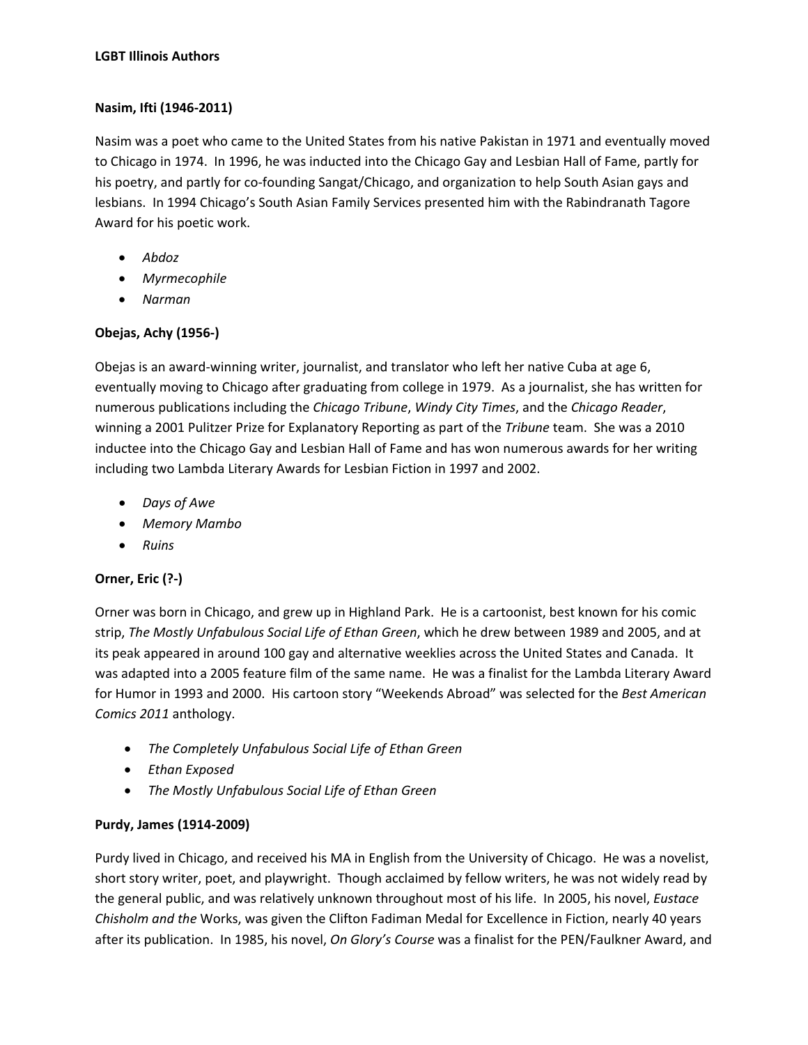**LGBT Illinois Authors**

**Nasim, Ifti (1946-2011)**

Nasim was a poet who came to the United States from his native Pakistan in 1971 and eventually moved to Chicago in 1974. In 1996, he was inducted into the Chicago Gay and Lesbian Hall of Fame, partly for his poetry, and partly for co-founding Sangat/Chicago, and organization to help South Asian gays and lesbians. In 1994 Chicago's South Asian Family Services presented him with the Rabindranath Tagore Award for his poetic work.

- *Abdoz*
- *Myrmecophile*
- *Narman*

**Obejas, Achy (1956-)**

Obejas is an award-winning writer, journalist, and translator who left her native Cuba at age 6, eventually moving to Chicago after graduating from college in 1979. As a journalist, she has written for numerous publications including the *Chicago Tribune*, *Windy City Times*, and the *Chicago Reader*, winning a 2001 Pulitzer Prize for Explanatory Reporting as part of the *Tribune* team. She was a 2010 inductee into the Chicago Gay and Lesbian Hall of Fame and has won numerous awards for her writing including two Lambda Literary Awards for Lesbian Fiction in 1997 and 2002.

- *Days of Awe*
- *Memory Mambo*
- *Ruins*

**Orner, Eric (?-)**

Orner was born in Chicago, and grew up in Highland Park. He is a cartoonist, best known for his comic strip, *The Mostly Unfabulous Social Life of Ethan Green*, which he drew between 1989 and 2005, and at its peak appeared in around 100 gay and alternative weeklies across the United States and Canada. It was adapted into a 2005 feature film of the same name. He was a finalist for the Lambda Literary Award for Humor in 1993 and 2000. His cartoon story "Weekends Abroad" was selected for the *Best American Comics 2011* anthology.

- *The Completely Unfabulous Social Life of Ethan Green*
- *Ethan Exposed*
- *The Mostly Unfabulous Social Life of Ethan Green*

**Purdy, James (1914-2009)**

Purdy lived in Chicago, and received his MA in English from the University of Chicago. He was a novelist, short story writer, poet, and playwright. Though acclaimed by fellow writers, he was not widely read by the general public, and was relatively unknown throughout most of his life. In 2005, his novel, *Eustace Chisholm and the* Works, was given the Clifton Fadiman Medal for Excellence in Fiction, nearly 40 years after its publication. In 1985, his novel, *On Glory's Course* was a finalist for the PEN/Faulkner Award, and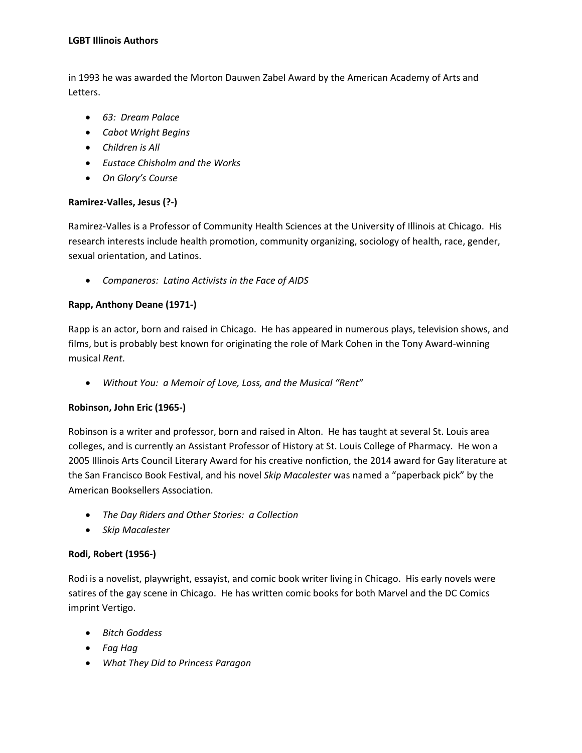in 1993 he was awarded the Morton Dauwen Zabel Award by the American Academy of Arts and Letters.

- *63: Dream Palace*
- *Cabot Wright Begins*
- *Children is All*
- *Eustace Chisholm and the Works*
- *On Glory's Course*

**Ramirez-Valles, Jesus (?-)**

Ramirez-Valles is a Professor of Community Health Sciences at the University of Illinois at Chicago. His research interests include health promotion, community organizing, sociology of health, race, gender, sexual orientation, and Latinos.

- *Companeros: Latino Activists in the Face of AIDS*

**Rapp, Anthony Deane (1971-)**

Rapp is an actor, born and raised in Chicago. He has appeared in numerous plays, television shows, and films, but is probably best known for originating the role of Mark Cohen in the Tony Award-winning musical *Rent*.

- *Without You: a Memoir of Love, Loss, and the Musical "Rent"*

**Robinson, John Eric (1965-)**

Robinson is a writer and professor, born and raised in Alton. He has taught at several St. Louis area colleges, and is currently an Assistant Professor of History at St. Louis College of Pharmacy. He won a 2005 Illinois Arts Council Literary Award for his creative nonfiction, the 2014 award for Gay literature at the San Francisco Book Festival, and his novel *Skip Macalester* was named a "paperback pick" by the American Booksellers Association.

- *The Day Riders and Other Stories: a Collection*
- *Skip Macalester*

**Rodi, Robert (1956-)**

Rodi is a novelist, playwright, essayist, and comic book writer living in Chicago. His early novels were satires of the gay scene in Chicago. He has written comic books for both Marvel and the DC Comics imprint Vertigo.

- *Bitch Goddess*
- *Fag Hag*
- *What They Did to Princess Paragon*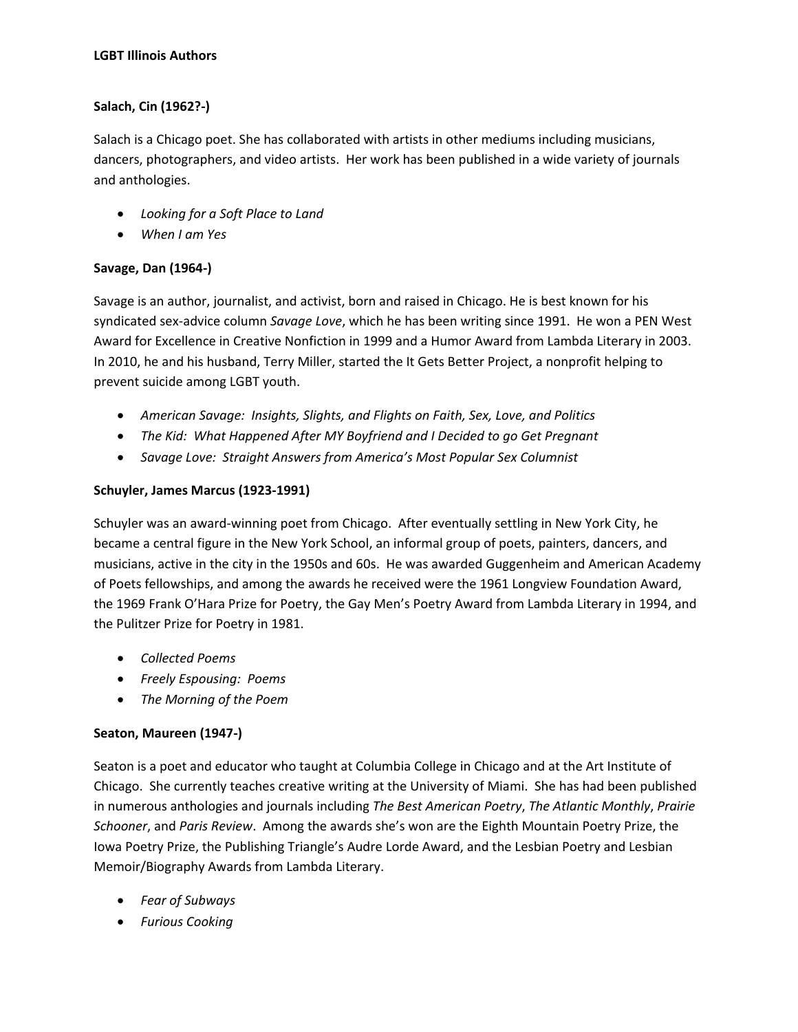**LGBT Illinois Authors**

**Salach, Cin (1962?-)**

Salach is a Chicago poet. She has collaborated with artists in other mediums including musicians, dancers, photographers, and video artists. Her work has been published in a wide variety of journals and anthologies.

- *Looking for a Soft Place to Land*
- *When I am Yes*

**Savage, Dan (1964-)**

Savage is an author, journalist, and activist, born and raised in Chicago. He is best known for his syndicated sex-advice column *Savage Love*, which he has been writing since 1991. He won a PEN West Award for Excellence in Creative Nonfiction in 1999 and a Humor Award from Lambda Literary in 2003. In 2010, he and his husband, Terry Miller, started the It Gets Better Project, a nonprofit helping to prevent suicide among LGBT youth.

- *American Savage: Insights, Slights, and Flights on Faith, Sex, Love, and Politics*
- *The Kid: What Happened After MY Boyfriend and I Decided to go Get Pregnant*
- *Savage Love: Straight Answers from America's Most Popular Sex Columnist*

**Schuyler, James Marcus (1923-1991)**

Schuyler was an award-winning poet from Chicago. After eventually settling in New York City, he became a central figure in the New York School, an informal group of poets, painters, dancers, and musicians, active in the city in the 1950s and 60s. He was awarded Guggenheim and American Academy of Poets fellowships, and among the awards he received were the 1961 Longview Foundation Award, the 1969 Frank O'Hara Prize for Poetry, the Gay Men's Poetry Award from Lambda Literary in 1994, and the Pulitzer Prize for Poetry in 1981.

- *Collected Poems*
- *Freely Espousing: Poems*
- *The Morning of the Poem*

**Seaton, Maureen (1947-)**

Seaton is a poet and educator who taught at Columbia College in Chicago and at the Art Institute of Chicago. She currently teaches creative writing at the University of Miami. She has had been published in numerous anthologies and journals including *The Best American Poetry*, *The Atlantic Monthly*, *Prairie Schooner*, and *Paris Review*. Among the awards she's won are the Eighth Mountain Poetry Prize, the Iowa Poetry Prize, the Publishing Triangle's Audre Lorde Award, and the Lesbian Poetry and Lesbian Memoir/Biography Awards from Lambda Literary.

- *Fear of Subways*
- *Furious Cooking*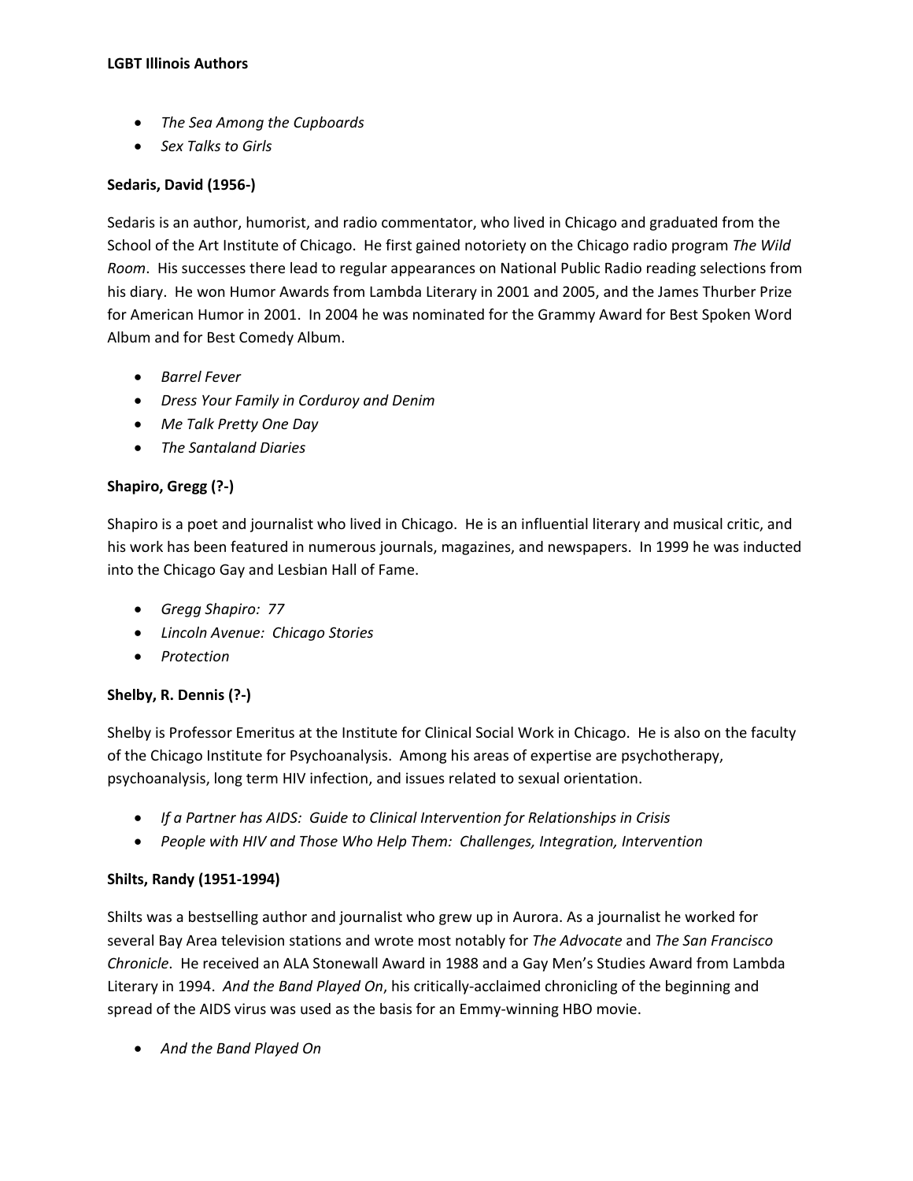- *The Sea Among the Cupboards*
- *Sex Talks to Girls*

**Sedaris, David (1956-)**

Sedaris is an author, humorist, and radio commentator, who lived in Chicago and graduated from the School of the Art Institute of Chicago. He first gained notoriety on the Chicago radio program *The Wild Room*. His successes there lead to regular appearances on National Public Radio reading selections from his diary. He won Humor Awards from Lambda Literary in 2001 and 2005, and the James Thurber Prize for American Humor in 2001. In 2004 he was nominated for the Grammy Award for Best Spoken Word Album and for Best Comedy Album.

- *Barrel Fever*
- *Dress Your Family in Corduroy and Denim*
- *Me Talk Pretty One Day*
- *The Santaland Diaries*

**Shapiro, Gregg (?-)**

Shapiro is a poet and journalist who lived in Chicago. He is an influential literary and musical critic, and his work has been featured in numerous journals, magazines, and newspapers. In 1999 he was inducted into the Chicago Gay and Lesbian Hall of Fame.

- *Gregg Shapiro: 77*
- *Lincoln Avenue: Chicago Stories*
- *Protection*

**Shelby, R. Dennis (?-)**

Shelby is Professor Emeritus at the Institute for Clinical Social Work in Chicago. He is also on the faculty of the Chicago Institute for Psychoanalysis. Among his areas of expertise are psychotherapy, psychoanalysis, long term HIV infection, and issues related to sexual orientation.

- *If a Partner has AIDS: Guide to Clinical Intervention for Relationships in Crisis*
- *People with HIV and Those Who Help Them: Challenges, Integration, Intervention*

**Shilts, Randy (1951-1994)**

Shilts was a bestselling author and journalist who grew up in Aurora. As a journalist he worked for several Bay Area television stations and wrote most notably for *The Advocate* and *The San Francisco Chronicle*. He received an ALA Stonewall Award in 1988 and a Gay Men's Studies Award from Lambda Literary in 1994. *And the Band Played On*, his critically-acclaimed chronicling of the beginning and spread of the AIDS virus was used as the basis for an Emmy-winning HBO movie.

- *And the Band Played On*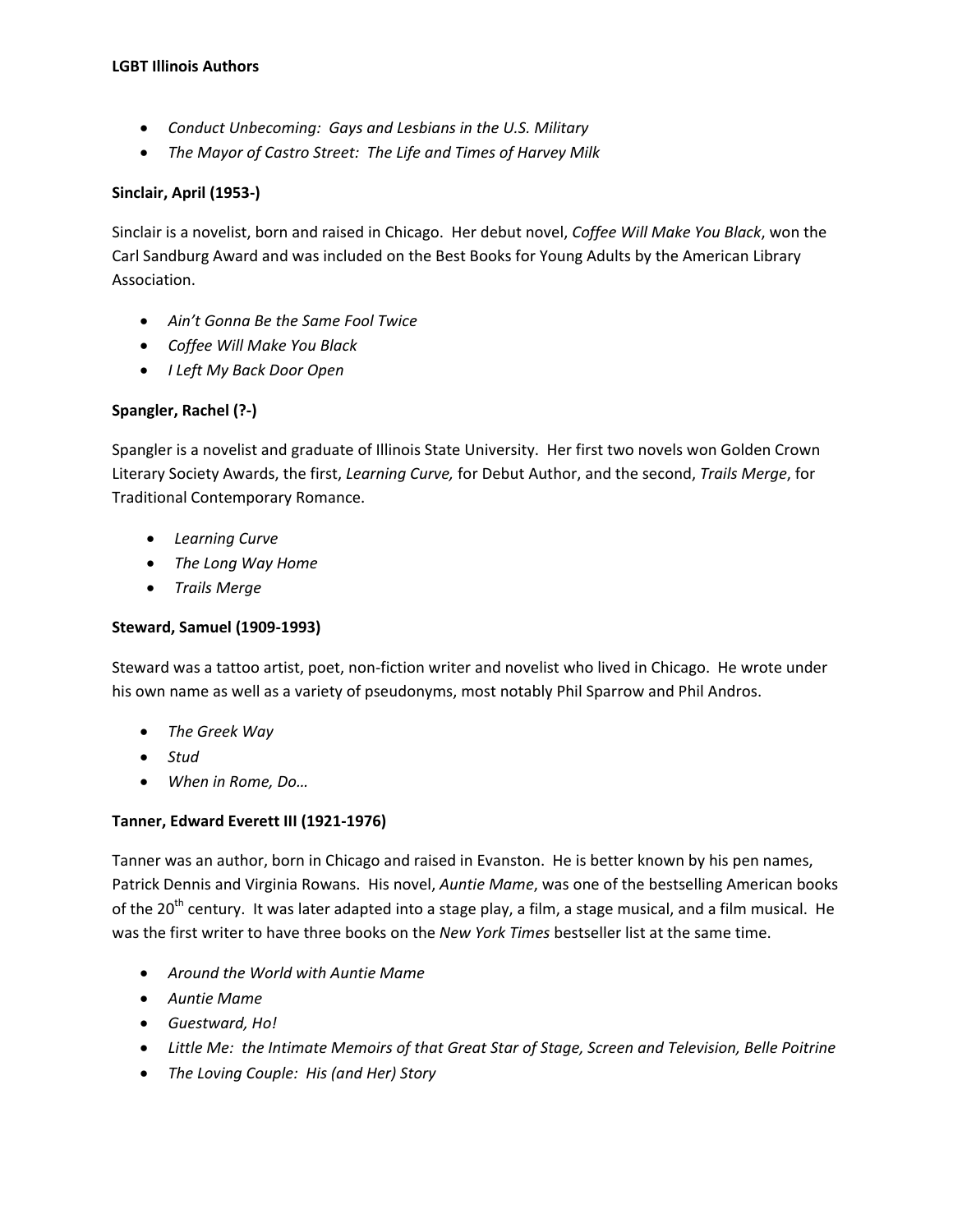- *Conduct Unbecoming: Gays and Lesbians in the U.S. Military*
- *The Mayor of Castro Street: The Life and Times of Harvey Milk*

**Sinclair, April (1953-)**

Sinclair is a novelist, born and raised in Chicago. Her debut novel, *Coffee Will Make You Black*, won the Carl Sandburg Award and was included on the Best Books for Young Adults by the American Library Association.

- *Ain't Gonna Be the Same Fool Twice*
- *Coffee Will Make You Black*
- *I Left My Back Door Open*

**Spangler, Rachel (?-)**

Spangler is a novelist and graduate of Illinois State University. Her first two novels won Golden Crown Literary Society Awards, the first, *Learning Curve,* for Debut Author, and the second, *Trails Merge*, for Traditional Contemporary Romance.

- *Learning Curve*
- *The Long Way Home*
- *Trails Merge*

**Steward, Samuel (1909-1993)**

Steward was a tattoo artist, poet, non-fiction writer and novelist who lived in Chicago. He wrote under his own name as well as a variety of pseudonyms, most notably Phil Sparrow and Phil Andros.

- *The Greek Way*
- *Stud*
- *When in Rome, Do…*

**Tanner, Edward Everett III (1921-1976)**

Tanner was an author, born in Chicago and raised in Evanston. He is better known by his pen names, Patrick Dennis and Virginia Rowans. His novel, *Auntie Mame*, was one of the bestselling American books of the 20th century. It was later adapted into a stage play, a film, a stage musical, and a film musical. He was the first writer to have three books on the *New York Times* bestseller list at the same time.

- *Around the World with Auntie Mame*
- *Auntie Mame*
- *Guestward, Ho!*
- *Little Me: the Intimate Memoirs of that Great Star of Stage, Screen and Television, Belle Poitrine*
- *The Loving Couple: His (and Her) Story*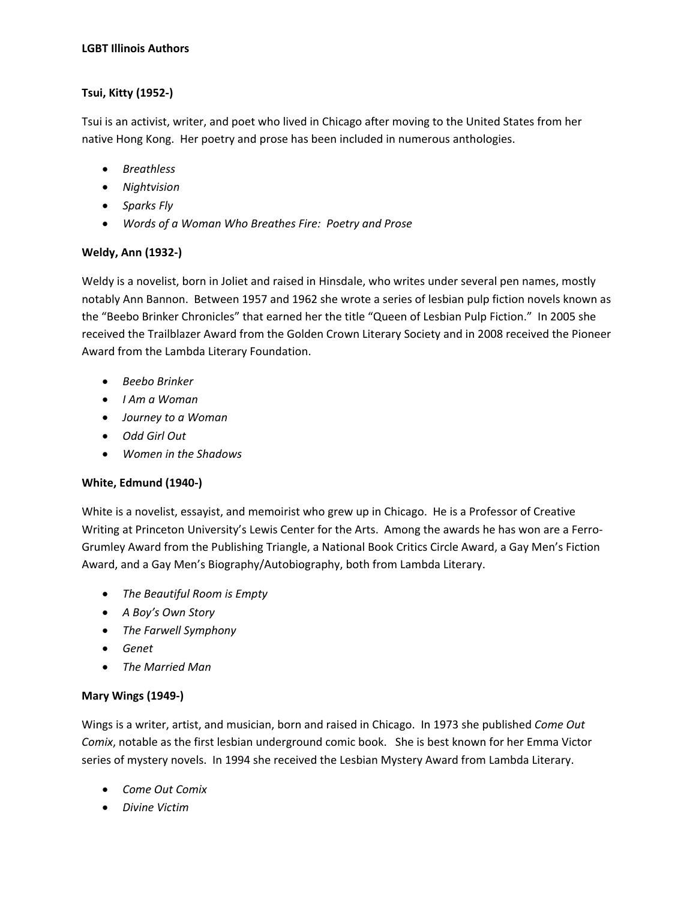**LGBT Illinois Authors**

**Tsui, Kitty (1952-)**

Tsui is an activist, writer, and poet who lived in Chicago after moving to the United States from her native Hong Kong. Her poetry and prose has been included in numerous anthologies.

- *Breathless*
- *Nightvision*
- *Sparks Fly*
- *Words of a Woman Who Breathes Fire: Poetry and Prose*

**Weldy, Ann (1932-)**

Weldy is a novelist, born in Joliet and raised in Hinsdale, who writes under several pen names, mostly notably Ann Bannon. Between 1957 and 1962 she wrote a series of lesbian pulp fiction novels known as the "Beebo Brinker Chronicles" that earned her the title "Queen of Lesbian Pulp Fiction." In 2005 she received the Trailblazer Award from the Golden Crown Literary Society and in 2008 received the Pioneer Award from the Lambda Literary Foundation.

- *Beebo Brinker*
- *I Am a Woman*
- *Journey to a Woman*
- *Odd Girl Out*
- *Women in the Shadows*

**White, Edmund (1940-)**

White is a novelist, essayist, and memoirist who grew up in Chicago. He is a Professor of Creative Writing at Princeton University's Lewis Center for the Arts. Among the awards he has won are a Ferro-Grumley Award from the Publishing Triangle, a National Book Critics Circle Award, a Gay Men's Fiction Award, and a Gay Men's Biography/Autobiography, both from Lambda Literary.

- *The Beautiful Room is Empty*
- *A Boy's Own Story*
- *The Farwell Symphony*
- *Genet*
- *The Married Man*

**Mary Wings (1949-)**

Wings is a writer, artist, and musician, born and raised in Chicago. In 1973 she published *Come Out Comix*, notable as the first lesbian underground comic book. She is best known for her Emma Victor series of mystery novels. In 1994 she received the Lesbian Mystery Award from Lambda Literary.

- *Come Out Comix*
- *Divine Victim*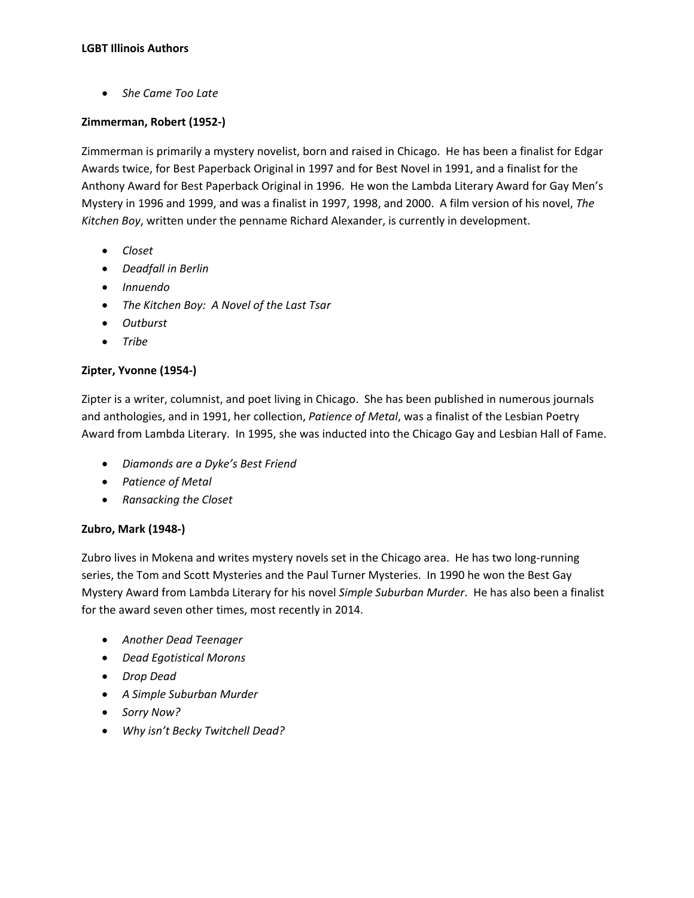- *She Came Too Late*

**Zimmerman, Robert (1952-)**

Zimmerman is primarily a mystery novelist, born and raised in Chicago. He has been a finalist for Edgar Awards twice, for Best Paperback Original in 1997 and for Best Novel in 1991, and a finalist for the Anthony Award for Best Paperback Original in 1996. He won the Lambda Literary Award for Gay Men's Mystery in 1996 and 1999, and was a finalist in 1997, 1998, and 2000. A film version of his novel, *The Kitchen Boy*, written under the penname Richard Alexander, is currently in development.

- *Closet*
- *Deadfall in Berlin*
- *Innuendo*
- *The Kitchen Boy: A Novel of the Last Tsar*
- *Outburst*
- *Tribe*

**Zipter, Yvonne (1954-)**

Zipter is a writer, columnist, and poet living in Chicago. She has been published in numerous journals and anthologies, and in 1991, her collection, *Patience of Metal*, was a finalist of the Lesbian Poetry Award from Lambda Literary. In 1995, she was inducted into the Chicago Gay and Lesbian Hall of Fame.

- *Diamonds are a Dyke's Best Friend*
- *Patience of Metal*
- *Ransacking the Closet*

**Zubro, Mark (1948-)**

Zubro lives in Mokena and writes mystery novels set in the Chicago area. He has two long-running series, the Tom and Scott Mysteries and the Paul Turner Mysteries. In 1990 he won the Best Gay Mystery Award from Lambda Literary for his novel *Simple Suburban Murder*. He has also been a finalist for the award seven other times, most recently in 2014.

- *Another Dead Teenager*
- *Dead Egotistical Morons*
- *Drop Dead*
- *A Simple Suburban Murder*
- *Sorry Now?*
- *Why isn't Becky Twitchell Dead?*